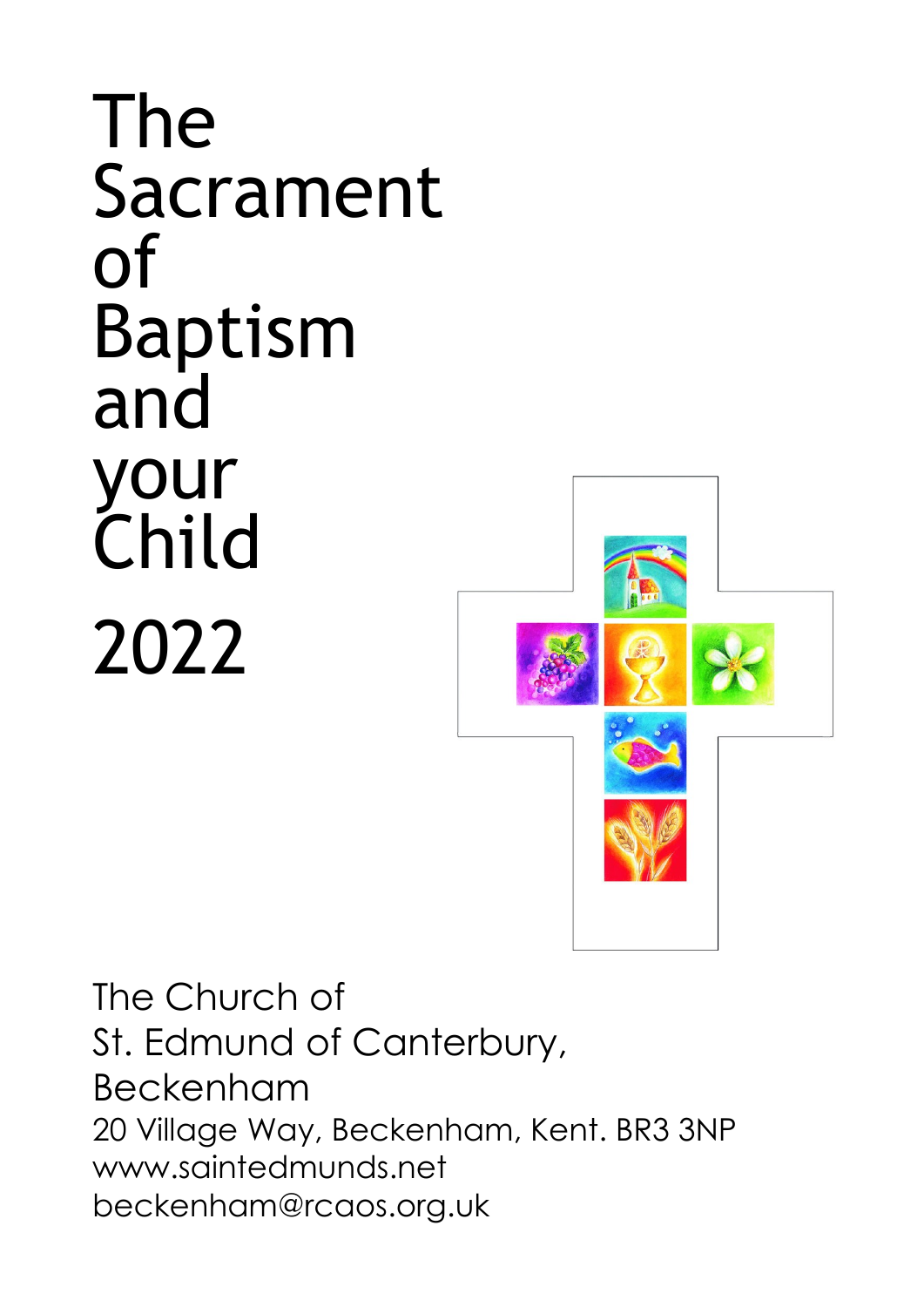# The Sacrament of Baptism and your Child

# 2022

The Church of
St. Edmund of Canterbury,
Beckenham

20 Village Way, Beckenham, Kent. BR3 3NP
www.saintedmunds.net
beckenham@rcaos.org.uk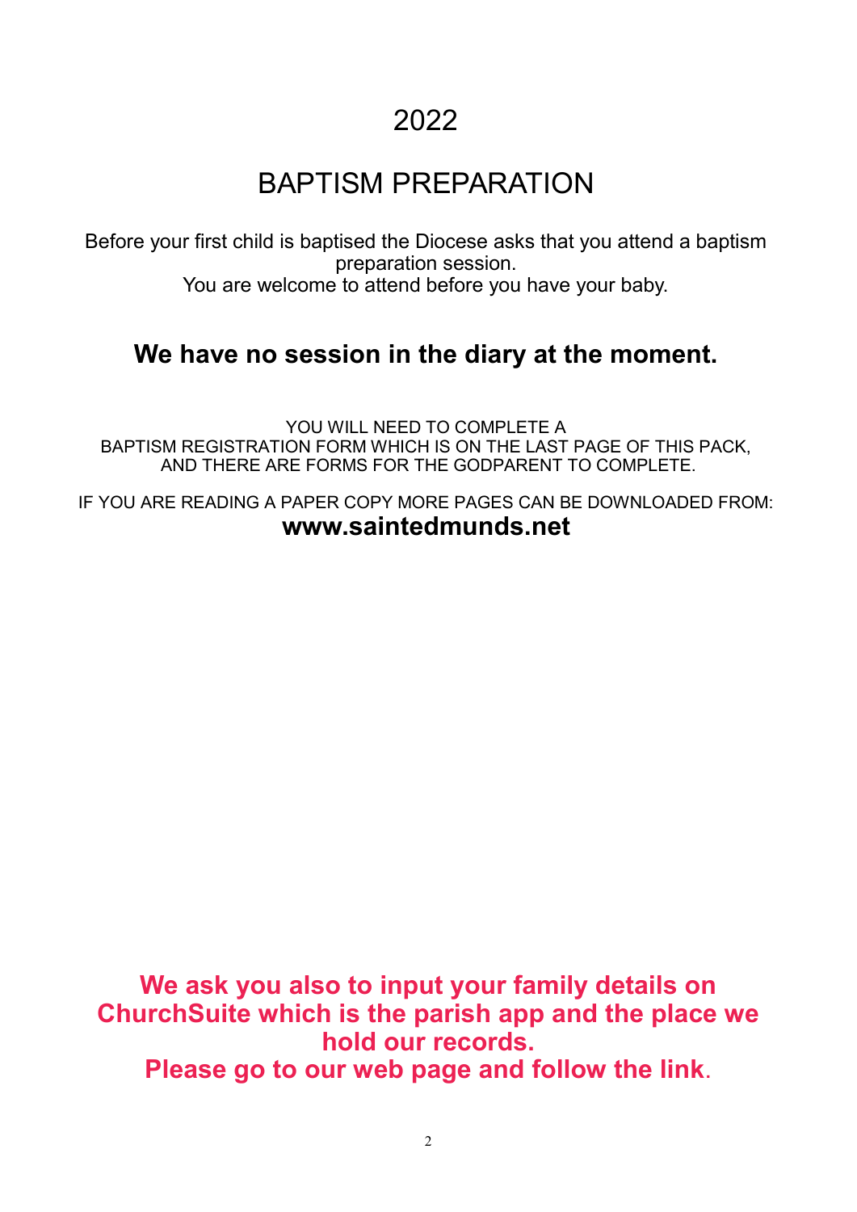# 2022

# BAPTISM PREPARATION

Before your first child is baptised the Diocese asks that you attend a baptism preparation session.
You are welcome to attend before you have your baby.

## We have no session in the diary at the moment.

YOU WILL NEED TO COMPLETE A
BAPTISM REGISTRATION FORM WHICH IS ON THE LAST PAGE OF THIS PACK,
AND THERE ARE FORMS FOR THE GODPARENT TO COMPLETE.

IF YOU ARE READING A PAPER COPY MORE PAGES CAN BE DOWNLOADED FROM:
**www.saintedmunds.net**

**We ask you also to input your family details on ChurchSuite which is the parish app and the place we hold our records.**
**Please go to our web page and follow the link.**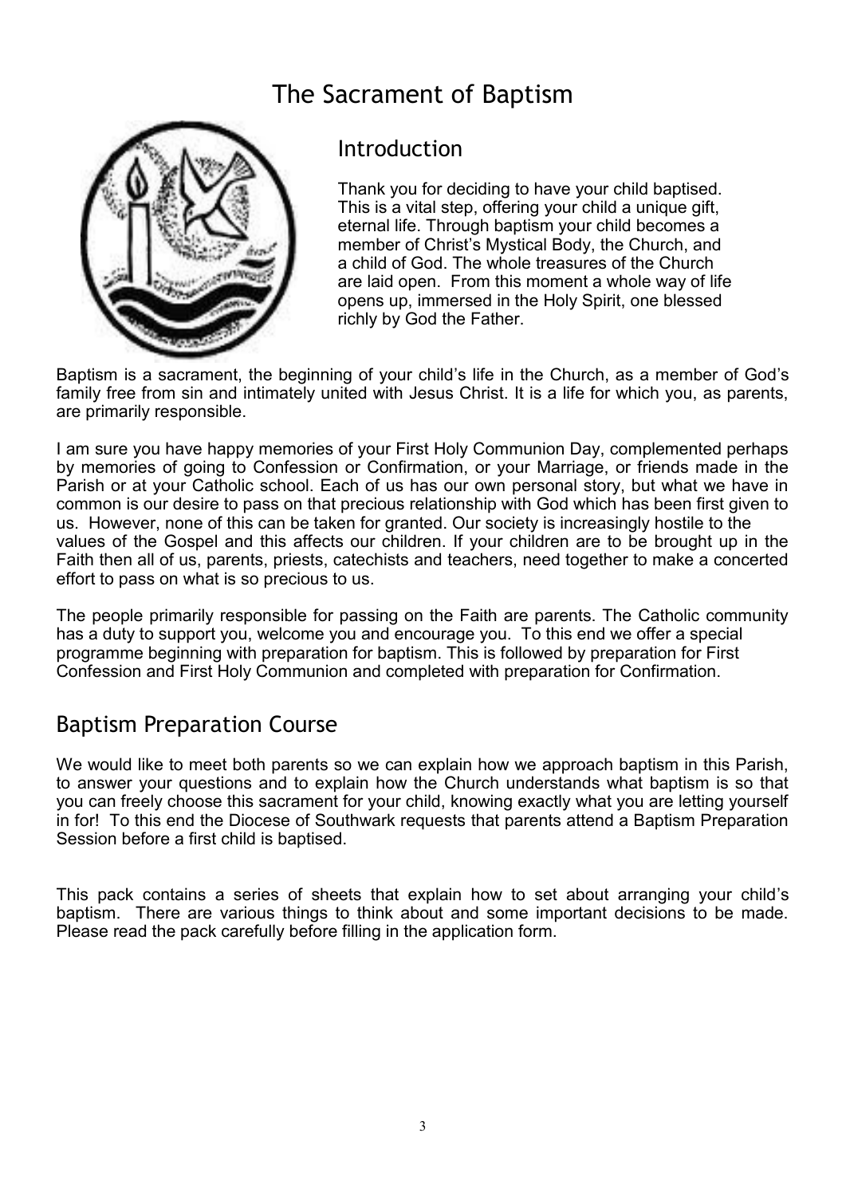# The Sacrament of Baptism

## Introduction

Thank you for deciding to have your child baptised. This is a vital step, offering your child a unique gift, eternal life. Through baptism your child becomes a member of Christ's Mystical Body, the Church, and a child of God. The whole treasures of the Church are laid open. From this moment a whole way of life opens up, immersed in the Holy Spirit, one blessed richly by God the Father.

Baptism is a sacrament, the beginning of your child's life in the Church, as a member of God's family free from sin and intimately united with Jesus Christ. It is a life for which you, as parents, are primarily responsible.

I am sure you have happy memories of your First Holy Communion Day, complemented perhaps by memories of going to Confession or Confirmation, or your Marriage, or friends made in the Parish or at your Catholic school. Each of us has our own personal story, but what we have in common is our desire to pass on that precious relationship with God which has been first given to us. However, none of this can be taken for granted. Our society is increasingly hostile to the values of the Gospel and this affects our children. If your children are to be brought up in the Faith then all of us, parents, priests, catechists and teachers, need together to make a concerted effort to pass on what is so precious to us.

The people primarily responsible for passing on the Faith are parents. The Catholic community has a duty to support you, welcome you and encourage you. To this end we offer a special programme beginning with preparation for baptism. This is followed by preparation for First Confession and First Holy Communion and completed with preparation for Confirmation.

## Baptism Preparation Course

We would like to meet both parents so we can explain how we approach baptism in this Parish, to answer your questions and to explain how the Church understands what baptism is so that you can freely choose this sacrament for your child, knowing exactly what you are letting yourself in for! To this end the Diocese of Southwark requests that parents attend a Baptism Preparation Session before a first child is baptised.

This pack contains a series of sheets that explain how to set about arranging your child's baptism. There are various things to think about and some important decisions to be made. Please read the pack carefully before filling in the application form.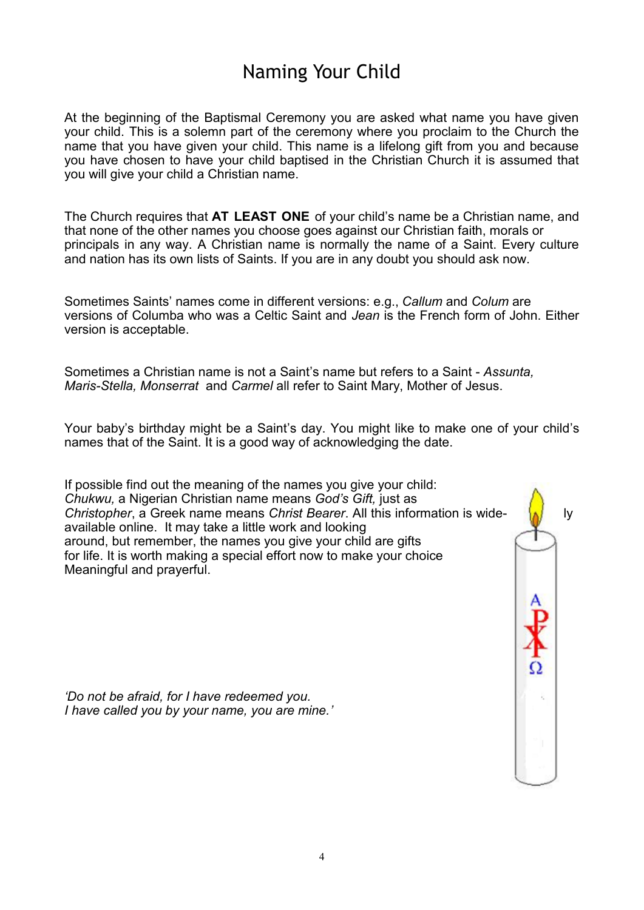# Naming Your Child

At the beginning of the Baptismal Ceremony you are asked what name you have given your child. This is a solemn part of the ceremony where you proclaim to the Church the name that you have given your child. This name is a lifelong gift from you and because you have chosen to have your child baptised in the Christian Church it is assumed that you will give your child a Christian name.

The Church requires that **AT LEAST ONE** of your child's name be a Christian name, and that none of the other names you choose goes against our Christian faith, morals or principals in any way. A Christian name is normally the name of a Saint. Every culture and nation has its own lists of Saints. If you are in any doubt you should ask now.

Sometimes Saints' names come in different versions: e.g., *Callum* and *Colum* are versions of Columba who was a Celtic Saint and *Jean* is the French form of John. Either version is acceptable.

Sometimes a Christian name is not a Saint's name but refers to a Saint - *Assunta, Maris-Stella, Monserrat* and *Carmel* all refer to Saint Mary, Mother of Jesus.

Your baby's birthday might be a Saint's day. You might like to make one of your child's names that of the Saint. It is a good way of acknowledging the date.

If possible find out the meaning of the names you give your child: *Chukwu,* a Nigerian Christian name means *God's Gift,* just as *Christopher*, a Greek name means *Christ Bearer*. All this information is widely available online. It may take a little work and looking around, but remember, the names you give your child are gifts for life. It is worth making a special effort now to make your choice Meaningful and prayerful.

*'Do not be afraid, for I have redeemed you.*
*I have called you by your name, you are mine.'*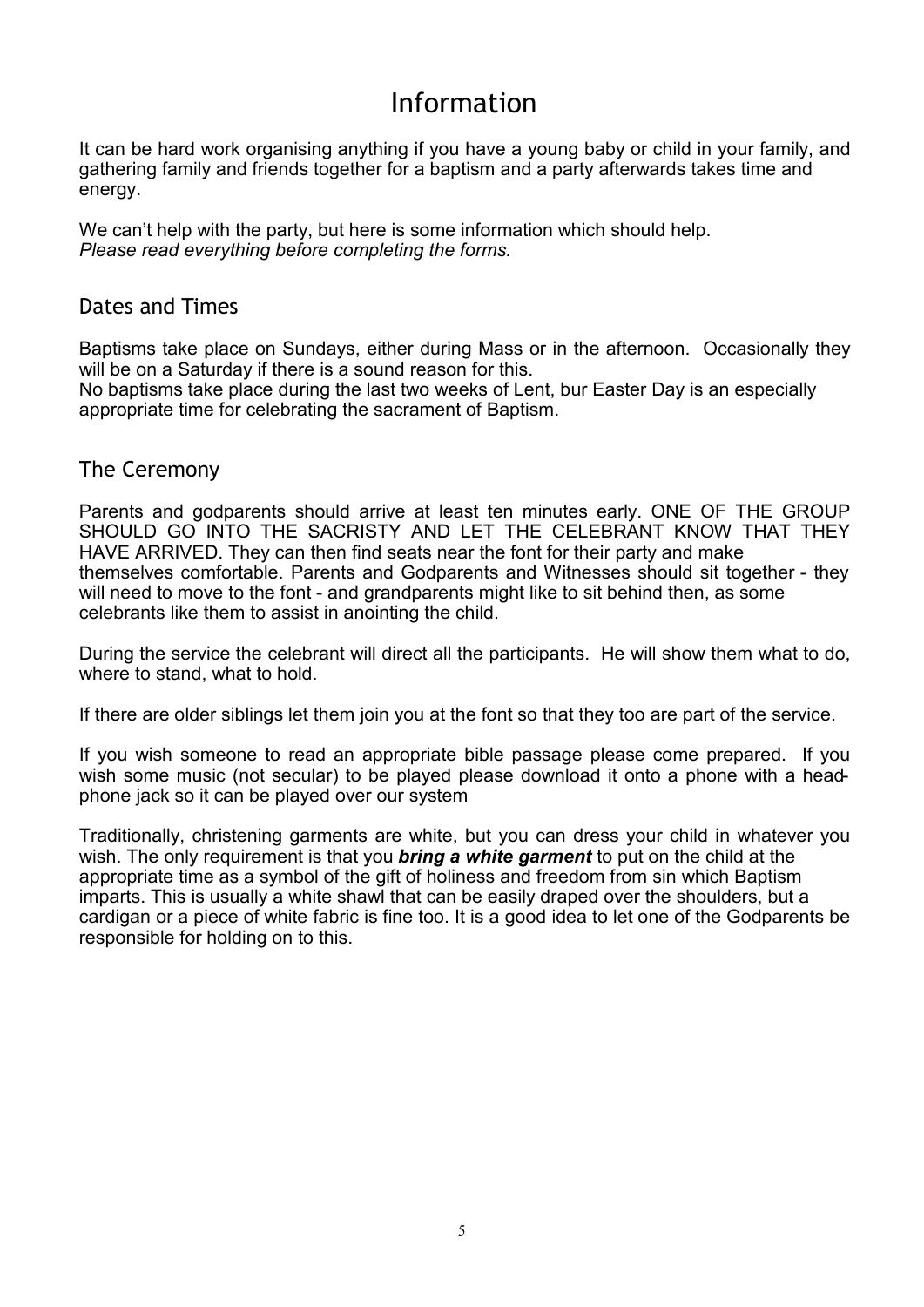# Information

It can be hard work organising anything if you have a young baby or child in your family, and gathering family and friends together for a baptism and a party afterwards takes time and energy.

We can't help with the party, but here is some information which should help.
*Please read everything before completing the forms.*

## Dates and Times

Baptisms take place on Sundays, either during Mass or in the afternoon. Occasionally they will be on a Saturday if there is a sound reason for this.
No baptisms take place during the last two weeks of Lent, bur Easter Day is an especially appropriate time for celebrating the sacrament of Baptism.

## The Ceremony

Parents and godparents should arrive at least ten minutes early. ONE OF THE GROUP SHOULD GO INTO THE SACRISTY AND LET THE CELEBRANT KNOW THAT THEY HAVE ARRIVED. They can then find seats near the font for their party and make themselves comfortable. Parents and Godparents and Witnesses should sit together - they will need to move to the font - and grandparents might like to sit behind then, as some celebrants like them to assist in anointing the child.

During the service the celebrant will direct all the participants. He will show them what to do, where to stand, what to hold.

If there are older siblings let them join you at the font so that they too are part of the service.

If you wish someone to read an appropriate bible passage please come prepared. If you wish some music (not secular) to be played please download it onto a phone with a head-phone jack so it can be played over our system

Traditionally, christening garments are white, but you can dress your child in whatever you wish. The only requirement is that you ***bring a white garment*** to put on the child at the appropriate time as a symbol of the gift of holiness and freedom from sin which Baptism imparts. This is usually a white shawl that can be easily draped over the shoulders, but a cardigan or a piece of white fabric is fine too. It is a good idea to let one of the Godparents be responsible for holding on to this.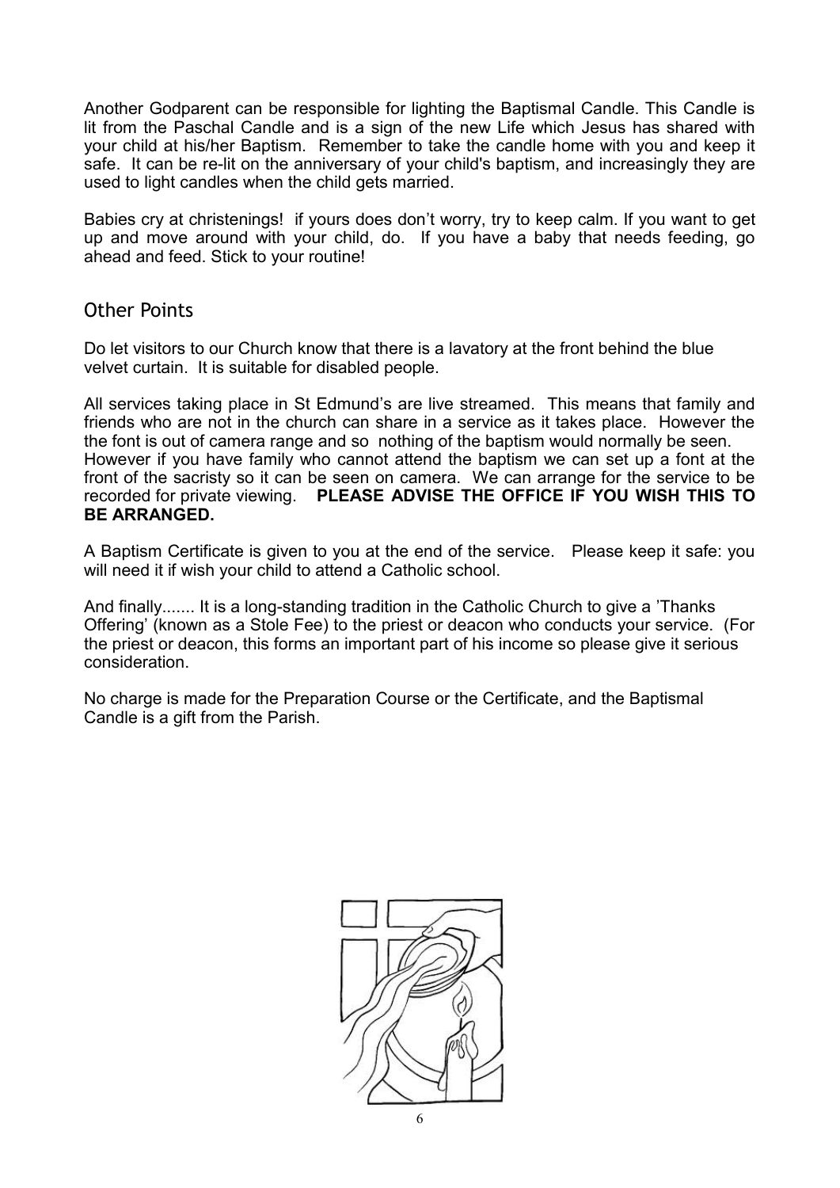Another Godparent can be responsible for lighting the Baptismal Candle. This Candle is lit from the Paschal Candle and is a sign of the new Life which Jesus has shared with your child at his/her Baptism. Remember to take the candle home with you and keep it safe. It can be re-lit on the anniversary of your child's baptism, and increasingly they are used to light candles when the child gets married.

Babies cry at christenings! if yours does don't worry, try to keep calm. If you want to get up and move around with your child, do. If you have a baby that needs feeding, go ahead and feed. Stick to your routine!

## Other Points

Do let visitors to our Church know that there is a lavatory at the front behind the blue velvet curtain. It is suitable for disabled people.

All services taking place in St Edmund's are live streamed. This means that family and friends who are not in the church can share in a service as it takes place. However the the font is out of camera range and so nothing of the baptism would normally be seen. However if you have family who cannot attend the baptism we can set up a font at the front of the sacristy so it can be seen on camera. We can arrange for the service to be recorded for private viewing. **PLEASE ADVISE THE OFFICE IF YOU WISH THIS TO BE ARRANGED.**

A Baptism Certificate is given to you at the end of the service. Please keep it safe: you will need it if wish your child to attend a Catholic school.

And finally....... It is a long-standing tradition in the Catholic Church to give a 'Thanks Offering' (known as a Stole Fee) to the priest or deacon who conducts your service. (For the priest or deacon, this forms an important part of his income so please give it serious consideration.

No charge is made for the Preparation Course or the Certificate, and the Baptismal Candle is a gift from the Parish.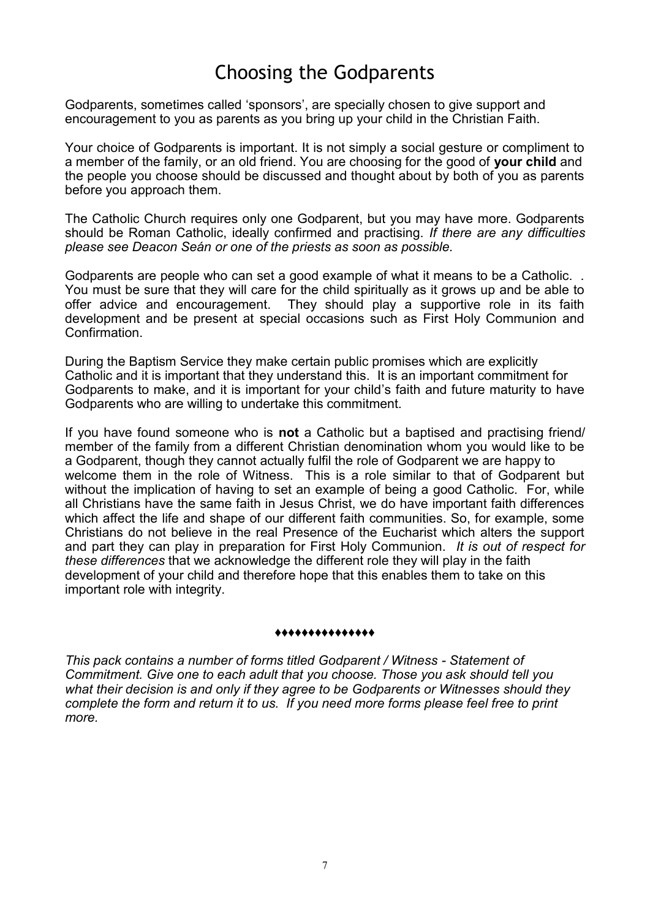# Choosing the Godparents

Godparents, sometimes called 'sponsors', are specially chosen to give support and encouragement to you as parents as you bring up your child in the Christian Faith.

Your choice of Godparents is important. It is not simply a social gesture or compliment to a member of the family, or an old friend. You are choosing for the good of **your child** and the people you choose should be discussed and thought about by both of you as parents before you approach them.

The Catholic Church requires only one Godparent, but you may have more. Godparents should be Roman Catholic, ideally confirmed and practising. *If there are any difficulties please see Deacon Seán or one of the priests as soon as possible.*

Godparents are people who can set a good example of what it means to be a Catholic. . You must be sure that they will care for the child spiritually as it grows up and be able to offer advice and encouragement. They should play a supportive role in its faith development and be present at special occasions such as First Holy Communion and Confirmation.

During the Baptism Service they make certain public promises which are explicitly Catholic and it is important that they understand this. It is an important commitment for Godparents to make, and it is important for your child's faith and future maturity to have Godparents who are willing to undertake this commitment.

If you have found someone who is **not** a Catholic but a baptised and practising friend/ member of the family from a different Christian denomination whom you would like to be a Godparent, though they cannot actually fulfil the role of Godparent we are happy to welcome them in the role of Witness. This is a role similar to that of Godparent but without the implication of having to set an example of being a good Catholic. For, while all Christians have the same faith in Jesus Christ, we do have important faith differences which affect the life and shape of our different faith communities. So, for example, some Christians do not believe in the real Presence of the Eucharist which alters the support and part they can play in preparation for First Holy Communion. *It is out of respect for these differences* that we acknowledge the different role they will play in the faith development of your child and therefore hope that this enables them to take on this important role with integrity.

♦♦♦♦♦♦♦♦♦♦♦♦♦♦♦

*This pack contains a number of forms titled Godparent / Witness - Statement of Commitment. Give one to each adult that you choose. Those you ask should tell you what their decision is and only if they agree to be Godparents or Witnesses should they complete the form and return it to us. If you need more forms please feel free to print more.*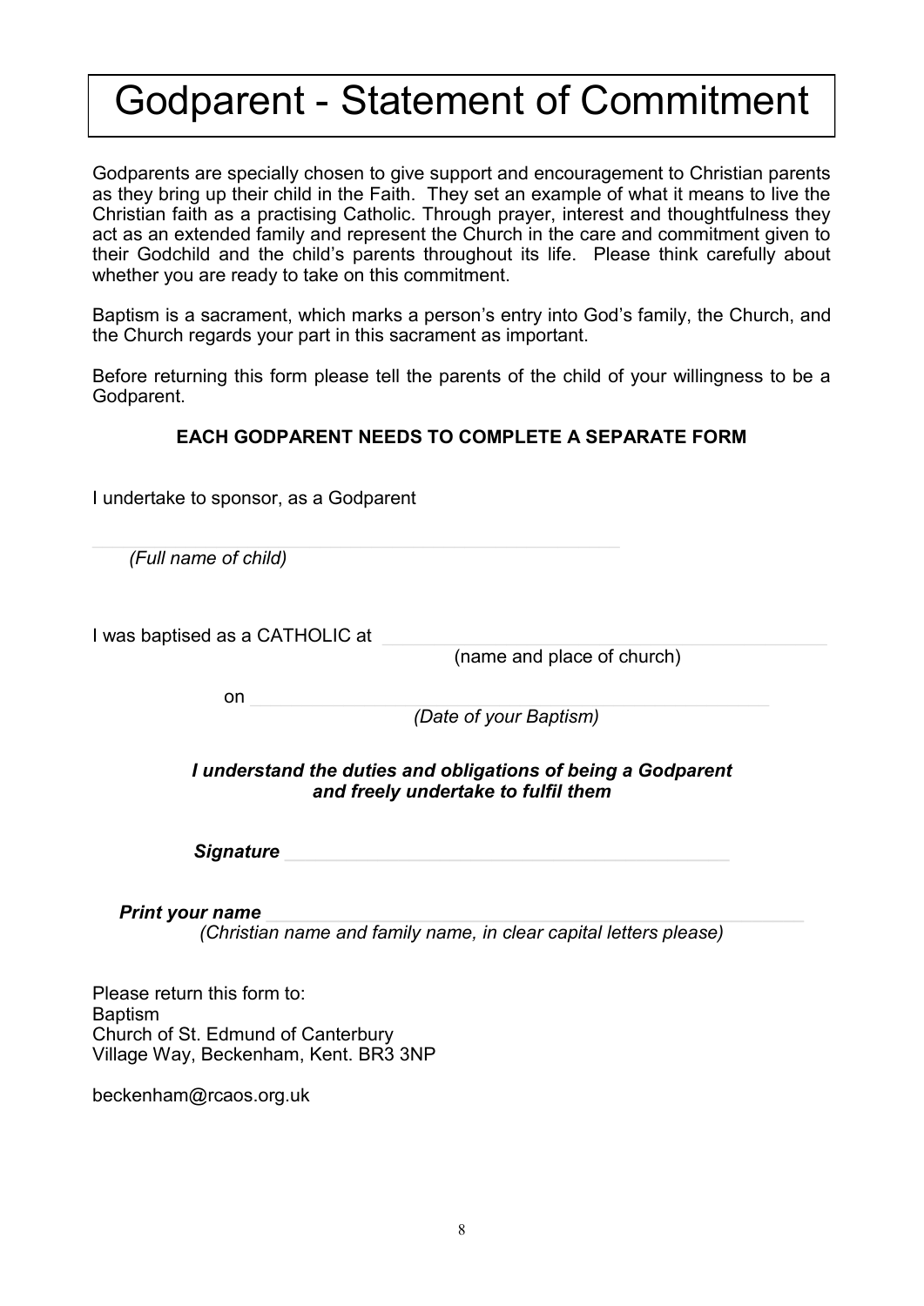# Godparent - Statement of Commitment

Godparents are specially chosen to give support and encouragement to Christian parents as they bring up their child in the Faith. They set an example of what it means to live the Christian faith as a practising Catholic. Through prayer, interest and thoughtfulness they act as an extended family and represent the Church in the care and commitment given to their Godchild and the child's parents throughout its life. Please think carefully about whether you are ready to take on this commitment.

Baptism is a sacrament, which marks a person's entry into God's family, the Church, and the Church regards your part in this sacrament as important.

Before returning this form please tell the parents of the child of your willingness to be a Godparent.

**EACH GODPARENT NEEDS TO COMPLETE A SEPARATE FORM**

I undertake to sponsor, as a Godparent

\_\_\_\_\_\_\_\_\_\_\_\_\_\_\_\_\_\_\_\_\_\_\_\_\_\_\_\_\_\_\_\_\_\_\_\_\_\_\_\_

*(Full name of child)*

I was baptised as a CATHOLIC at \_\_\_\_\_\_\_\_\_\_\_\_\_\_\_\_\_\_\_\_\_\_\_\_\_\_\_\_\_\_\_\_\_\_

(name and place of church)

on \_\_\_\_\_\_\_\_\_\_\_\_\_\_\_\_\_\_\_\_\_\_\_\_\_\_\_\_\_\_\_\_\_\_\_\_\_\_

*(Date of your Baptism)*

***I understand the duties and obligations of being a Godparent and freely undertake to fulfil them***

***Signature*** \_\_\_\_\_\_\_\_\_\_\_\_\_\_\_\_\_\_\_\_\_\_\_\_\_\_\_\_\_\_\_\_\_\_

***Print your name*** \_\_\_\_\_\_\_\_\_\_\_\_\_\_\_\_\_\_\_\_\_\_\_\_\_\_\_\_\_\_\_\_\_\_

*(Christian name and family name, in clear capital letters please)*

Please return this form to:
Baptism
Church of St. Edmund of Canterbury
Village Way, Beckenham, Kent. BR3 3NP

beckenham@rcaos.org.uk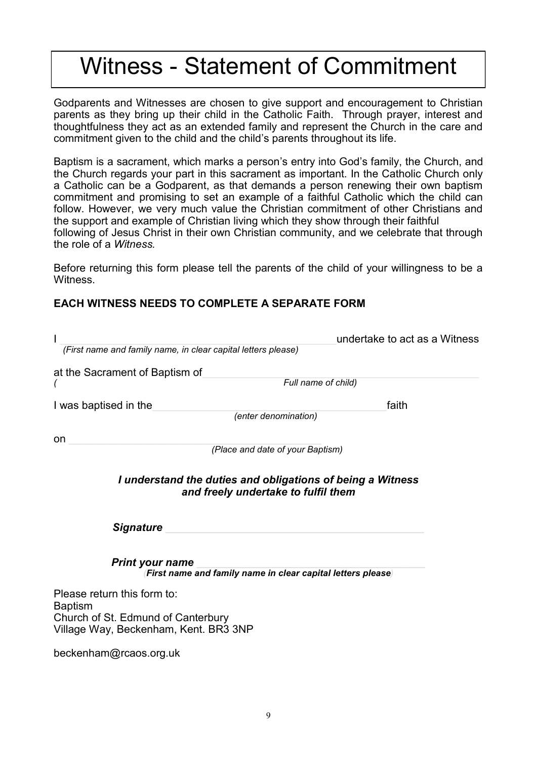# Witness - Statement of Commitment

Godparents and Witnesses are chosen to give support and encouragement to Christian parents as they bring up their child in the Catholic Faith. Through prayer, interest and thoughtfulness they act as an extended family and represent the Church in the care and commitment given to the child and the child's parents throughout its life.

Baptism is a sacrament, which marks a person's entry into God's family, the Church, and the Church regards your part in this sacrament as important. In the Catholic Church only a Catholic can be a Godparent, as that demands a person renewing their own baptism commitment and promising to set an example of a faithful Catholic which the child can follow. However, we very much value the Christian commitment of other Christians and the support and example of Christian living which they show through their faithful following of Jesus Christ in their own Christian community, and we celebrate that through the role of a *Witness.*

Before returning this form please tell the parents of the child of your willingness to be a Witness.

**EACH WITNESS NEEDS TO COMPLETE A SEPARATE FORM**

I \_\_\_\_\_\_\_\_\_\_\_\_\_\_\_\_\_\_\_\_\_\_\_\_\_\_\_\_\_\_\_\_\_\_\_\_\_\_\_\_ undertake to act as a Witness
*(First name and family name, in clear capital letters please)*

at the Sacrament of Baptism of \_\_\_\_\_\_\_\_\_\_\_\_\_\_\_\_\_\_\_\_\_\_\_\_\_\_\_\_\_\_\_\_\_\_\_\_\_\_\_\_
*( Full name of child)*

I was baptised in the \_\_\_\_\_\_\_\_\_\_\_\_\_\_\_\_\_\_\_\_\_\_\_\_\_\_\_\_\_\_\_\_\_\_\_\_ faith
*(enter denomination)*

on \_\_\_\_\_\_\_\_\_\_\_\_\_\_\_\_\_\_\_\_\_\_\_\_\_\_\_\_\_\_\_\_\_\_\_\_\_\_\_\_
*(Place and date of your Baptism)*

***I understand the duties and obligations of being a Witness and freely undertake to fulfil them***

***Signature*** \_\_\_\_\_\_\_\_\_\_\_\_\_\_\_\_\_\_\_\_\_\_\_\_\_\_\_\_\_\_\_\_\_\_\_\_\_\_\_\_

***Print your name*** \_\_\_\_\_\_\_\_\_\_\_\_\_\_\_\_\_\_\_\_\_\_\_\_\_\_\_\_\_\_\_\_\_\_\_\_\_\_\_\_
***(First name and family name in clear capital letters please)***

Please return this form to:
Baptism
Church of St. Edmund of Canterbury
Village Way, Beckenham, Kent. BR3 3NP

beckenham@rcaos.org.uk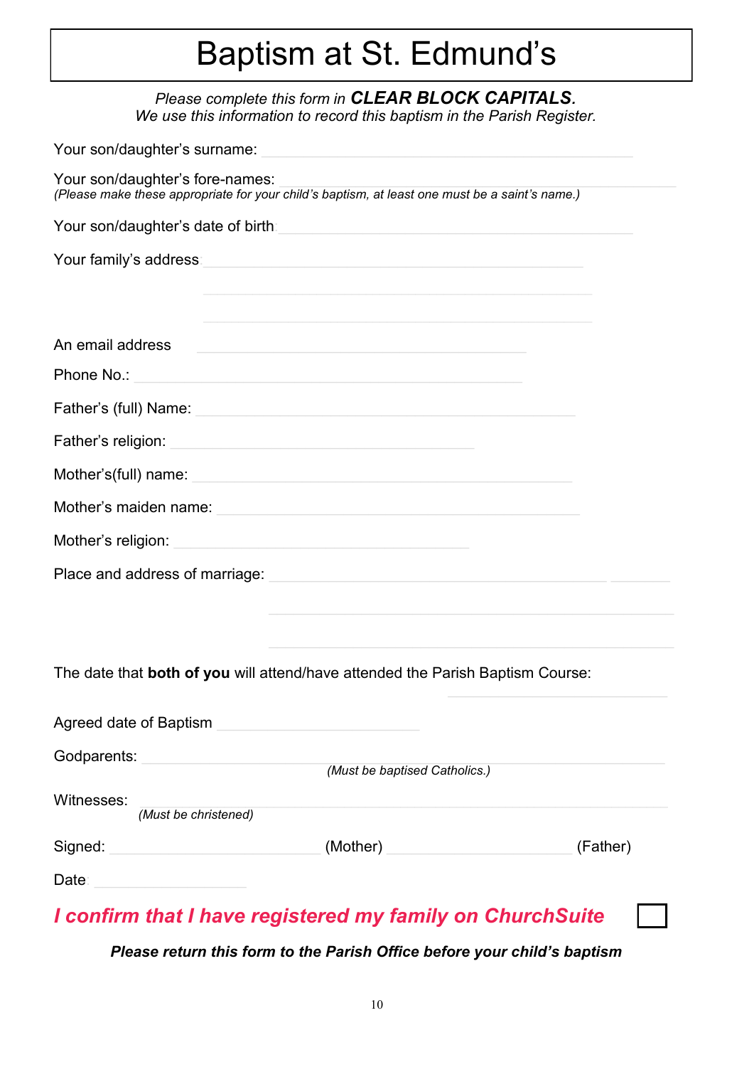# Baptism at St. Edmund's

*Please complete this form in **CLEAR BLOCK CAPITALS.***
*We use this information to record this baptism in the Parish Register.*

Your son/daughter's surname: ______________________________

Your son/daughter's fore-names: ______________________________
*(Please make these appropriate for your child's baptism, at least one must be a saint's name.)*

Your son/daughter's date of birth ______________________________

Your family's address ______________________________
______________________________
______________________________

An email address ______________________________

Phone No.: ______________________________

Father's (full) Name: ______________________________

Father's religion: ______________________________

Mother's(full) name: ______________________________

Mother's maiden name: ______________________________

Mother's religion: ______________________________

Place and address of marriage: ______________________________
______________________________
______________________________

The date that **both of you** will attend/have attended the Parish Baptism Course: ______________________________

Agreed date of Baptism ______________________________

Godparents: ______________________________
*(Must be baptised Catholics.)*

Witnesses: ______________________________
*(Must be christened)*

Signed: ______________________________ (Mother) ______________________________ (Father)

Date ______________________________

***I confirm that I have registered my family on ChurchSuite*** ☐

***Please return this form to the Parish Office before your child's baptism***